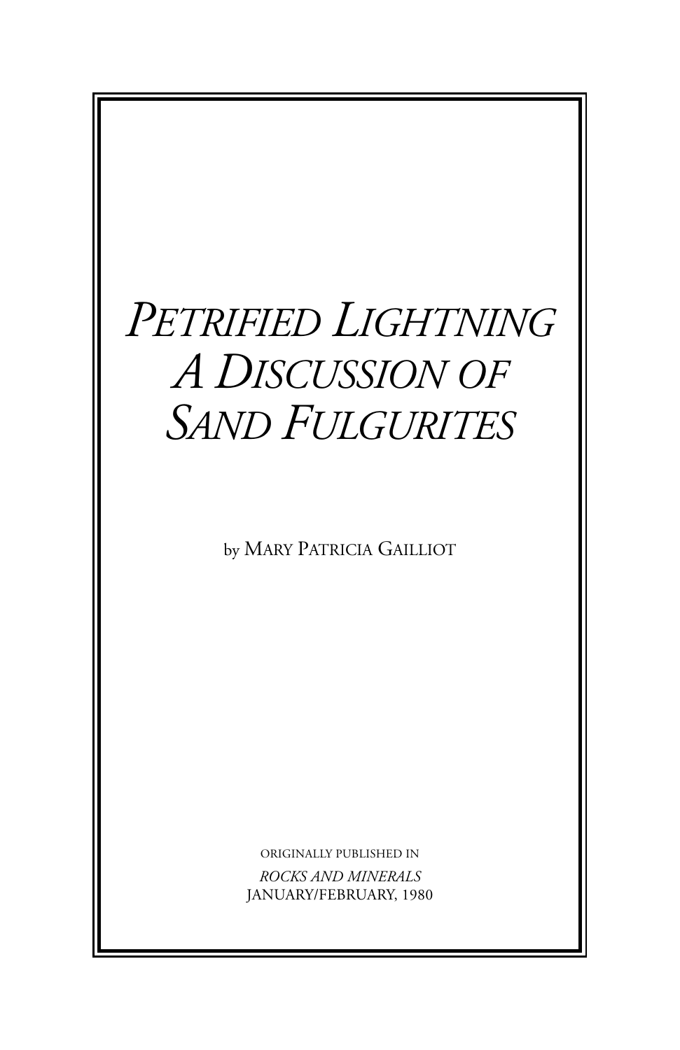# *Petrified Lightning*
# *A Discussion of Sand Fulgurites*

by Mary Patricia Gailliot

ORIGINALLY PUBLISHED IN

*ROCKS AND MINERALS*

JANUARY/FEBRUARY, 1980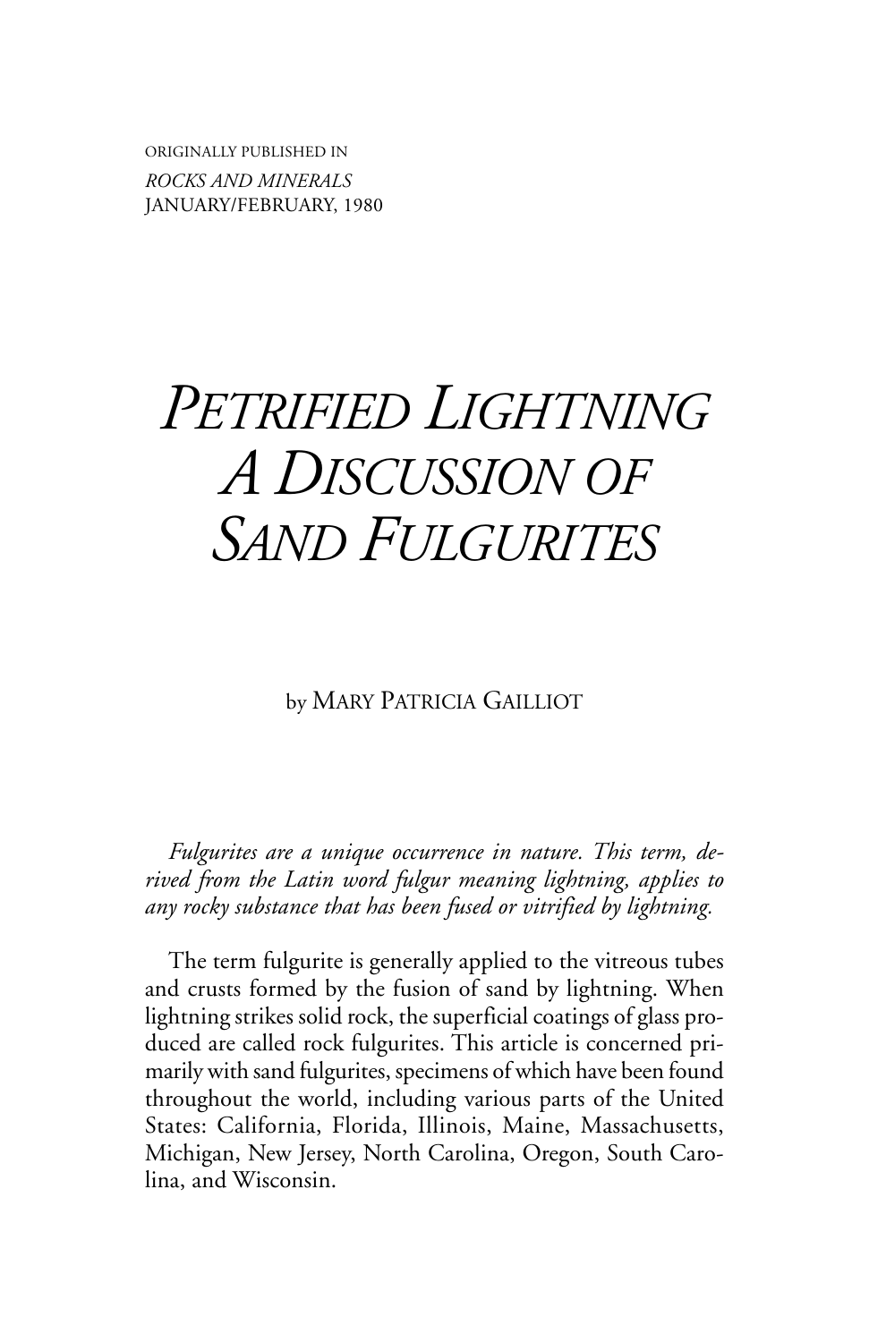ORIGINALLY PUBLISHED IN
*ROCKS AND MINERALS*
JANUARY/FEBRUARY, 1980

# *PETRIFIED LIGHTNING A DISCUSSION OF SAND FULGURITES*

by MARY PATRICIA GAILLIOT

*Fulgurites are a unique occurrence in nature. This term, derived from the Latin word fulgur meaning lightning, applies to any rocky substance that has been fused or vitrified by lightning.*

The term fulgurite is generally applied to the vitreous tubes and crusts formed by the fusion of sand by lightning. When lightning strikes solid rock, the superficial coatings of glass produced are called rock fulgurites. This article is concerned primarily with sand fulgurites, specimens of which have been found throughout the world, including various parts of the United States: California, Florida, Illinois, Maine, Massachusetts, Michigan, New Jersey, North Carolina, Oregon, South Carolina, and Wisconsin.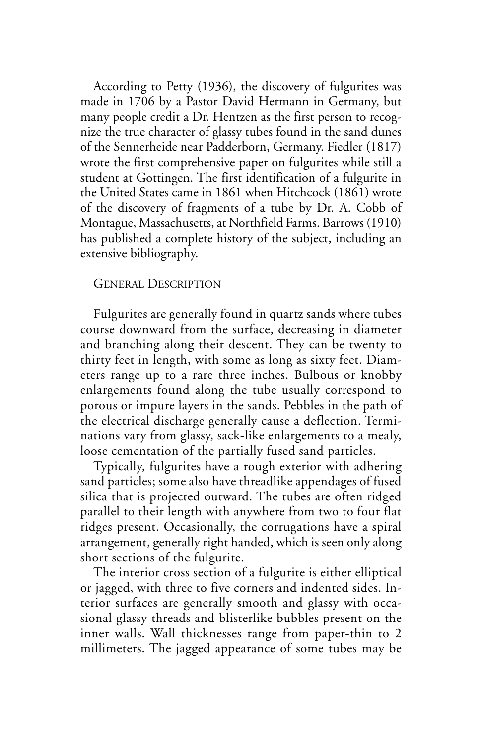According to Petty (1936), the discovery of fulgurites was made in 1706 by a Pastor David Hermann in Germany, but many people credit a Dr. Hentzen as the first person to recognize the true character of glassy tubes found in the sand dunes of the Sennerheide near Padderborn, Germany. Fiedler (1817) wrote the first comprehensive paper on fulgurites while still a student at Gottingen. The first identification of a fulgurite in the United States came in 1861 when Hitchcock (1861) wrote of the discovery of fragments of a tube by Dr. A. Cobb of Montague, Massachusetts, at Northfield Farms. Barrows (1910) has published a complete history of the subject, including an extensive bibliography.

## General Description

Fulgurites are generally found in quartz sands where tubes course downward from the surface, decreasing in diameter and branching along their descent. They can be twenty to thirty feet in length, with some as long as sixty feet. Diameters range up to a rare three inches. Bulbous or knobby enlargements found along the tube usually correspond to porous or impure layers in the sands. Pebbles in the path of the electrical discharge generally cause a deflection. Terminations vary from glassy, sack-like enlargements to a mealy, loose cementation of the partially fused sand particles.

Typically, fulgurites have a rough exterior with adhering sand particles; some also have threadlike appendages of fused silica that is projected outward. The tubes are often ridged parallel to their length with anywhere from two to four flat ridges present. Occasionally, the corrugations have a spiral arrangement, generally right handed, which is seen only along short sections of the fulgurite.

The interior cross section of a fulgurite is either elliptical or jagged, with three to five corners and indented sides. Interior surfaces are generally smooth and glassy with occasional glassy threads and blisterlike bubbles present on the inner walls. Wall thicknesses range from paper-thin to 2 millimeters. The jagged appearance of some tubes may be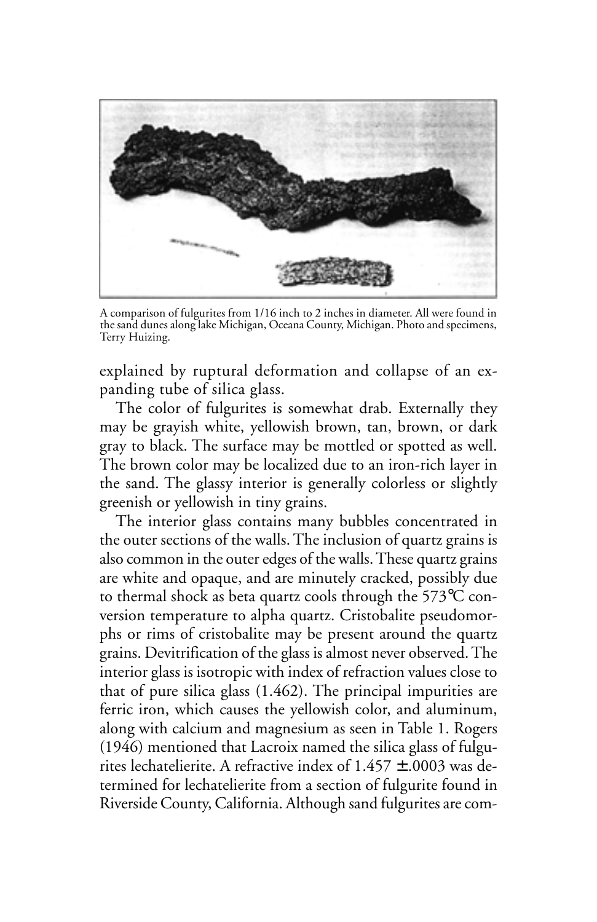A comparison of fulgurites from 1/16 inch to 2 inches in diameter. All were found in the sand dunes along lake Michigan, Oceana County, Michigan. Photo and specimens, Terry Huizing.

explained by ruptural deformation and collapse of an expanding tube of silica glass.

The color of fulgurites is somewhat drab. Externally they may be grayish white, yellowish brown, tan, brown, or dark gray to black. The surface may be mottled or spotted as well. The brown color may be localized due to an iron-rich layer in the sand. The glassy interior is generally colorless or slightly greenish or yellowish in tiny grains.

The interior glass contains many bubbles concentrated in the outer sections of the walls. The inclusion of quartz grains is also common in the outer edges of the walls. These quartz grains are white and opaque, and are minutely cracked, possibly due to thermal shock as beta quartz cools through the 573℃ conversion temperature to alpha quartz. Cristobalite pseudomorphs or rims of cristobalite may be present around the quartz grains. Devitrification of the glass is almost never observed. The interior glass is isotropic with index of refraction values close to that of pure silica glass (1.462). The principal impurities are ferric iron, which causes the yellowish color, and aluminum, along with calcium and magnesium as seen in Table 1. Rogers (1946) mentioned that Lacroix named the silica glass of fulgurites lechatelierite. A refractive index of 1.457 $\pm$.0003 was determined for lechatelierite from a section of fulgurite found in Riverside County, California. Although sand fulgurites are com-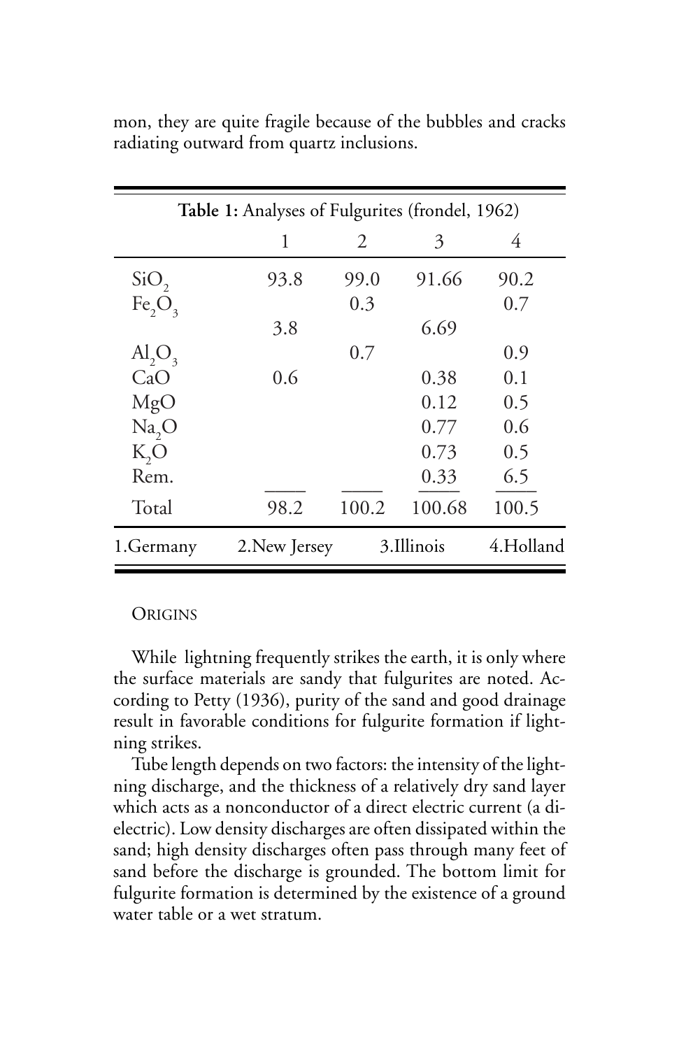mon, they are quite fragile because of the bubbles and cracks radiating outward from quartz inclusions.

**Table 1:** Analyses of Fulgurites (frondel, 1962)

| | 1 | 2 | 3 | 4 |
|---|---|---|---|---|
| $SiO_2$ | 93.8 | 99.0 | 91.66 | 90.2 |
| $Fe_2O_3$ | | 0.3 | | 0.7 |
| | 3.8 | | 6.69 | |
| $Al_2O_3$ | | 0.7 | | 0.9 |
| CaO | 0.6 | | 0.38 | 0.1 |
| MgO | | | 0.12 | 0.5 |
| $Na_2O$ | | | 0.77 | 0.6 |
| $K_2O$ | | | 0.73 | 0.5 |
| Rem. | | | 0.33 | 6.5 |
| Total | 98.2 | 100.2 | 100.68 | 100.5 |

1.Germany 2.New Jersey 3.Illinois 4.Holland

### Origins

While lightning frequently strikes the earth, it is only where the surface materials are sandy that fulgurites are noted. According to Petty (1936), purity of the sand and good drainage result in favorable conditions for fulgurite formation if lightning strikes.

Tube length depends on two factors: the intensity of the lightning discharge, and the thickness of a relatively dry sand layer which acts as a nonconductor of a direct electric current (a dielectric). Low density discharges are often dissipated within the sand; high density discharges often pass through many feet of sand before the discharge is grounded. The bottom limit for fulgurite formation is determined by the existence of a ground water table or a wet stratum.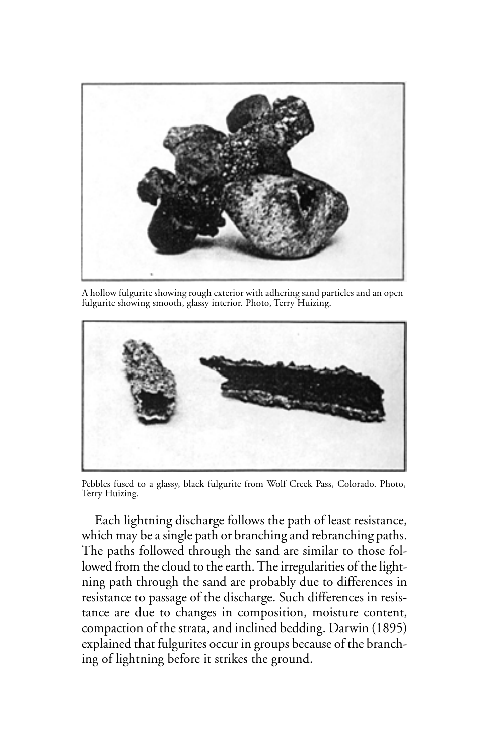A hollow fulgurite showing rough exterior with adhering sand particles and an open fulgurite showing smooth, glassy interior. Photo, Terry Huizing.

Pebbles fused to a glassy, black fulgurite from Wolf Creek Pass, Colorado. Photo, Terry Huizing.

Each lightning discharge follows the path of least resistance, which may be a single path or branching and rebranching paths. The paths followed through the sand are similar to those followed from the cloud to the earth. The irregularities of the lightning path through the sand are probably due to differences in resistance to passage of the discharge. Such differences in resistance are due to changes in composition, moisture content, compaction of the strata, and inclined bedding. Darwin (1895) explained that fulgurites occur in groups because of the branching of lightning before it strikes the ground.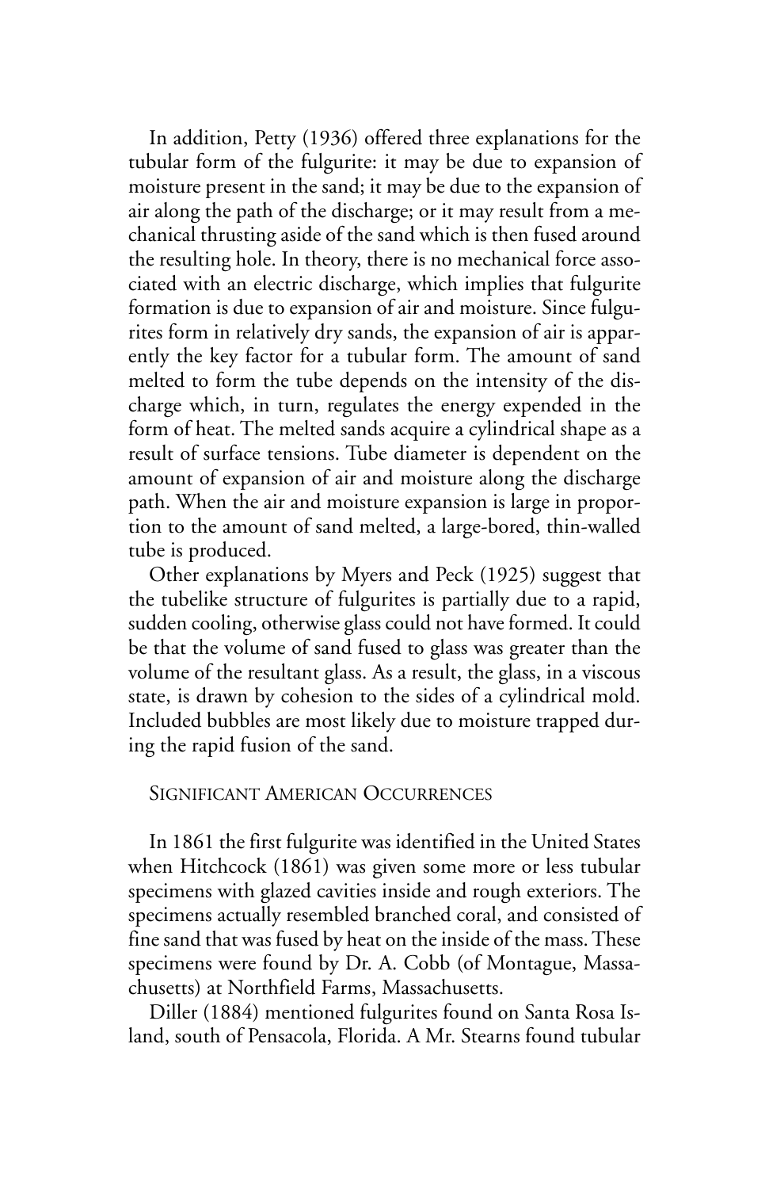In addition, Petty (1936) offered three explanations for the tubular form of the fulgurite: it may be due to expansion of moisture present in the sand; it may be due to the expansion of air along the path of the discharge; or it may result from a mechanical thrusting aside of the sand which is then fused around the resulting hole. In theory, there is no mechanical force associated with an electric discharge, which implies that fulgurite formation is due to expansion of air and moisture. Since fulgurites form in relatively dry sands, the expansion of air is apparently the key factor for a tubular form. The amount of sand melted to form the tube depends on the intensity of the discharge which, in turn, regulates the energy expended in the form of heat. The melted sands acquire a cylindrical shape as a result of surface tensions. Tube diameter is dependent on the amount of expansion of air and moisture along the discharge path. When the air and moisture expansion is large in proportion to the amount of sand melted, a large-bored, thin-walled tube is produced.

Other explanations by Myers and Peck (1925) suggest that the tubelike structure of fulgurites is partially due to a rapid, sudden cooling, otherwise glass could not have formed. It could be that the volume of sand fused to glass was greater than the volume of the resultant glass. As a result, the glass, in a viscous state, is drawn by cohesion to the sides of a cylindrical mold. Included bubbles are most likely due to moisture trapped during the rapid fusion of the sand.

## Significant American Occurrences

In 1861 the first fulgurite was identified in the United States when Hitchcock (1861) was given some more or less tubular specimens with glazed cavities inside and rough exteriors. The specimens actually resembled branched coral, and consisted of fine sand that was fused by heat on the inside of the mass. These specimens were found by Dr. A. Cobb (of Montague, Massachusetts) at Northfield Farms, Massachusetts.

Diller (1884) mentioned fulgurites found on Santa Rosa Island, south of Pensacola, Florida. A Mr. Stearns found tubular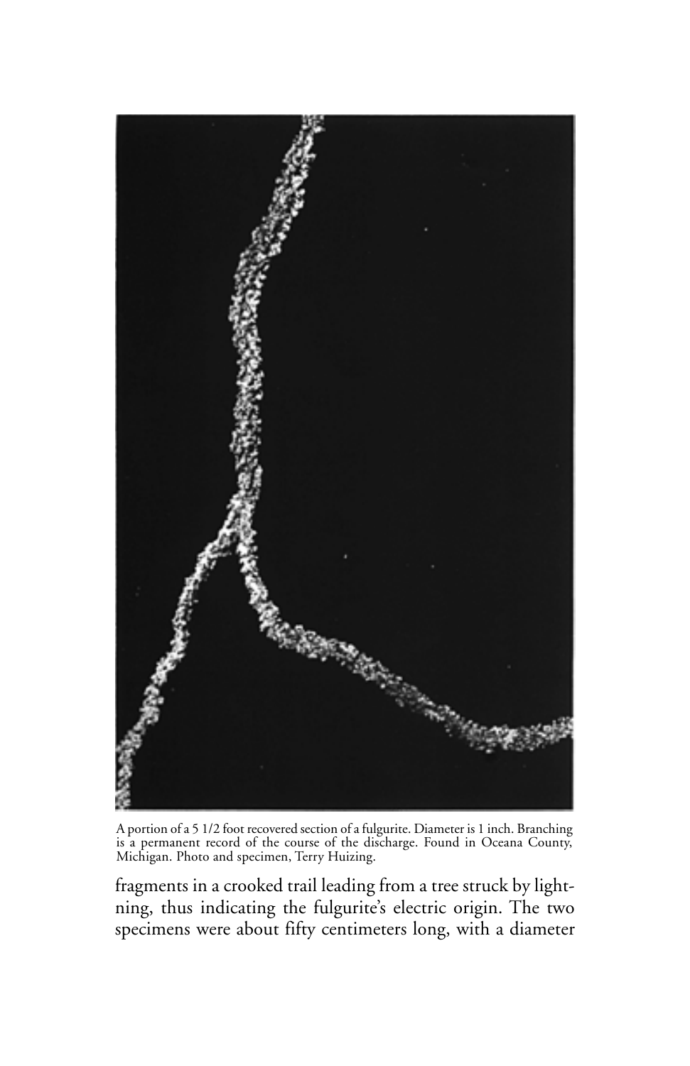A portion of a 5 1/2 foot recovered section of a fulgurite. Diameter is 1 inch. Branching is a permanent record of the course of the discharge. Found in Oceana County, Michigan. Photo and specimen, Terry Huizing.

fragments in a crooked trail leading from a tree struck by lightning, thus indicating the fulgurite's electric origin. The two specimens were about fifty centimeters long, with a diameter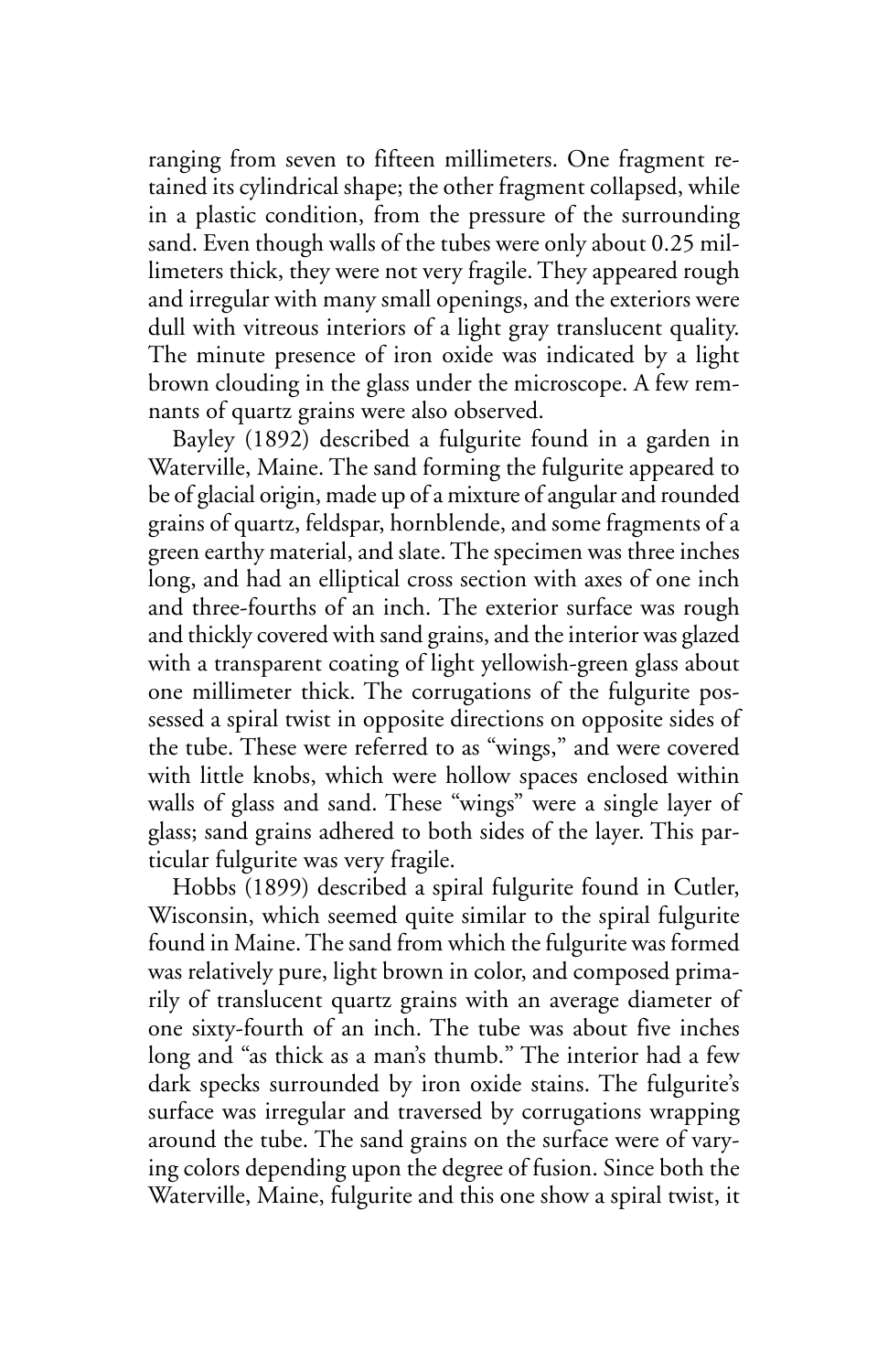ranging from seven to fifteen millimeters. One fragment retained its cylindrical shape; the other fragment collapsed, while in a plastic condition, from the pressure of the surrounding sand. Even though walls of the tubes were only about 0.25 millimeters thick, they were not very fragile. They appeared rough and irregular with many small openings, and the exteriors were dull with vitreous interiors of a light gray translucent quality. The minute presence of iron oxide was indicated by a light brown clouding in the glass under the microscope. A few remnants of quartz grains were also observed.

Bayley (1892) described a fulgurite found in a garden in Waterville, Maine. The sand forming the fulgurite appeared to be of glacial origin, made up of a mixture of angular and rounded grains of quartz, feldspar, hornblende, and some fragments of a green earthy material, and slate. The specimen was three inches long, and had an elliptical cross section with axes of one inch and three-fourths of an inch. The exterior surface was rough and thickly covered with sand grains, and the interior was glazed with a transparent coating of light yellowish-green glass about one millimeter thick. The corrugations of the fulgurite possessed a spiral twist in opposite directions on opposite sides of the tube. These were referred to as "wings," and were covered with little knobs, which were hollow spaces enclosed within walls of glass and sand. These "wings" were a single layer of glass; sand grains adhered to both sides of the layer. This particular fulgurite was very fragile.

Hobbs (1899) described a spiral fulgurite found in Cutler, Wisconsin, which seemed quite similar to the spiral fulgurite found in Maine. The sand from which the fulgurite was formed was relatively pure, light brown in color, and composed primarily of translucent quartz grains with an average diameter of one sixty-fourth of an inch. The tube was about five inches long and "as thick as a man's thumb." The interior had a few dark specks surrounded by iron oxide stains. The fulgurite's surface was irregular and traversed by corrugations wrapping around the tube. The sand grains on the surface were of varying colors depending upon the degree of fusion. Since both the Waterville, Maine, fulgurite and this one show a spiral twist, it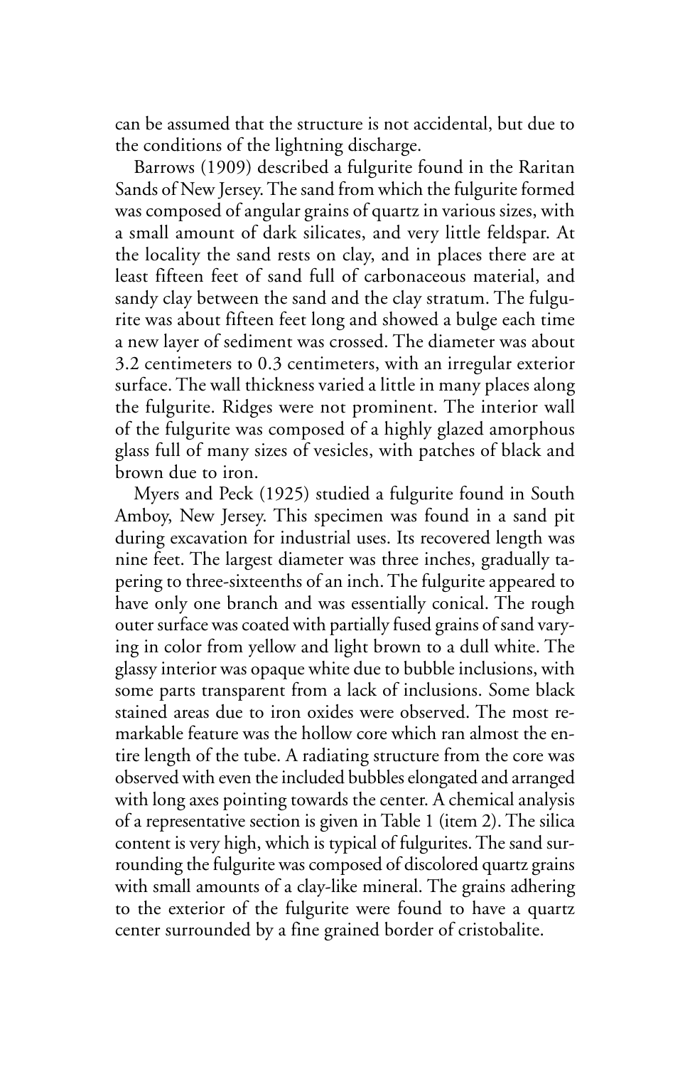can be assumed that the structure is not accidental, but due to the conditions of the lightning discharge.

Barrows (1909) described a fulgurite found in the Raritan Sands of New Jersey. The sand from which the fulgurite formed was composed of angular grains of quartz in various sizes, with a small amount of dark silicates, and very little feldspar. At the locality the sand rests on clay, and in places there are at least fifteen feet of sand full of carbonaceous material, and sandy clay between the sand and the clay stratum. The fulgurite was about fifteen feet long and showed a bulge each time a new layer of sediment was crossed. The diameter was about 3.2 centimeters to 0.3 centimeters, with an irregular exterior surface. The wall thickness varied a little in many places along the fulgurite. Ridges were not prominent. The interior wall of the fulgurite was composed of a highly glazed amorphous glass full of many sizes of vesicles, with patches of black and brown due to iron.

Myers and Peck (1925) studied a fulgurite found in South Amboy, New Jersey. This specimen was found in a sand pit during excavation for industrial uses. Its recovered length was nine feet. The largest diameter was three inches, gradually tapering to three-sixteenths of an inch. The fulgurite appeared to have only one branch and was essentially conical. The rough outer surface was coated with partially fused grains of sand varying in color from yellow and light brown to a dull white. The glassy interior was opaque white due to bubble inclusions, with some parts transparent from a lack of inclusions. Some black stained areas due to iron oxides were observed. The most remarkable feature was the hollow core which ran almost the entire length of the tube. A radiating structure from the core was observed with even the included bubbles elongated and arranged with long axes pointing towards the center. A chemical analysis of a representative section is given in Table 1 (item 2). The silica content is very high, which is typical of fulgurites. The sand surrounding the fulgurite was composed of discolored quartz grains with small amounts of a clay-like mineral. The grains adhering to the exterior of the fulgurite were found to have a quartz center surrounded by a fine grained border of cristobalite.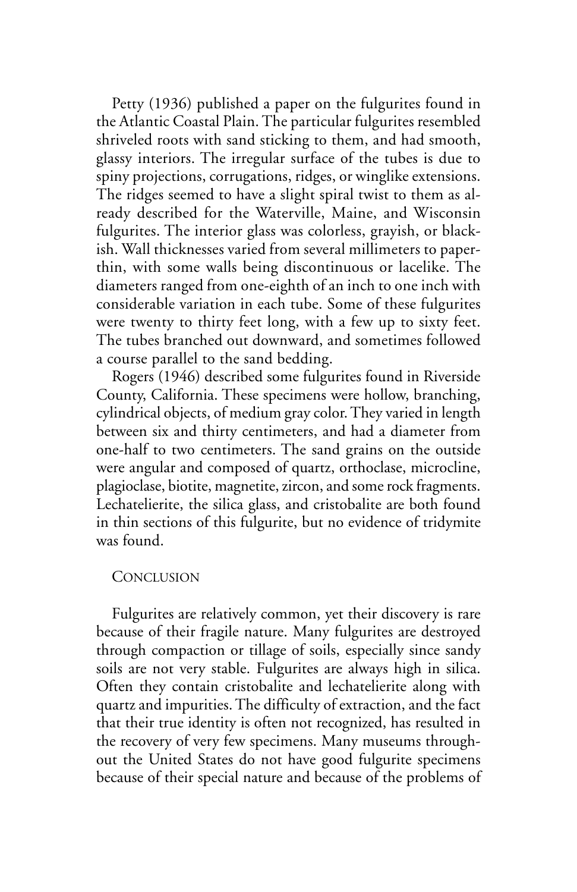Petty (1936) published a paper on the fulgurites found in the Atlantic Coastal Plain. The particular fulgurites resembled shriveled roots with sand sticking to them, and had smooth, glassy interiors. The irregular surface of the tubes is due to spiny projections, corrugations, ridges, or winglike extensions. The ridges seemed to have a slight spiral twist to them as already described for the Waterville, Maine, and Wisconsin fulgurites. The interior glass was colorless, grayish, or blackish. Wall thicknesses varied from several millimeters to paper-thin, with some walls being discontinuous or lacelike. The diameters ranged from one-eighth of an inch to one inch with considerable variation in each tube. Some of these fulgurites were twenty to thirty feet long, with a few up to sixty feet. The tubes branched out downward, and sometimes followed a course parallel to the sand bedding.

Rogers (1946) described some fulgurites found in Riverside County, California. These specimens were hollow, branching, cylindrical objects, of medium gray color. They varied in length between six and thirty centimeters, and had a diameter from one-half to two centimeters. The sand grains on the outside were angular and composed of quartz, orthoclase, microcline, plagioclase, biotite, magnetite, zircon, and some rock fragments. Lechatelierite, the silica glass, and cristobalite are both found in thin sections of this fulgurite, but no evidence of tridymite was found.

## Conclusion

Fulgurites are relatively common, yet their discovery is rare because of their fragile nature. Many fulgurites are destroyed through compaction or tillage of soils, especially since sandy soils are not very stable. Fulgurites are always high in silica. Often they contain cristobalite and lechatelierite along with quartz and impurities. The difficulty of extraction, and the fact that their true identity is often not recognized, has resulted in the recovery of very few specimens. Many museums throughout the United States do not have good fulgurite specimens because of their special nature and because of the problems of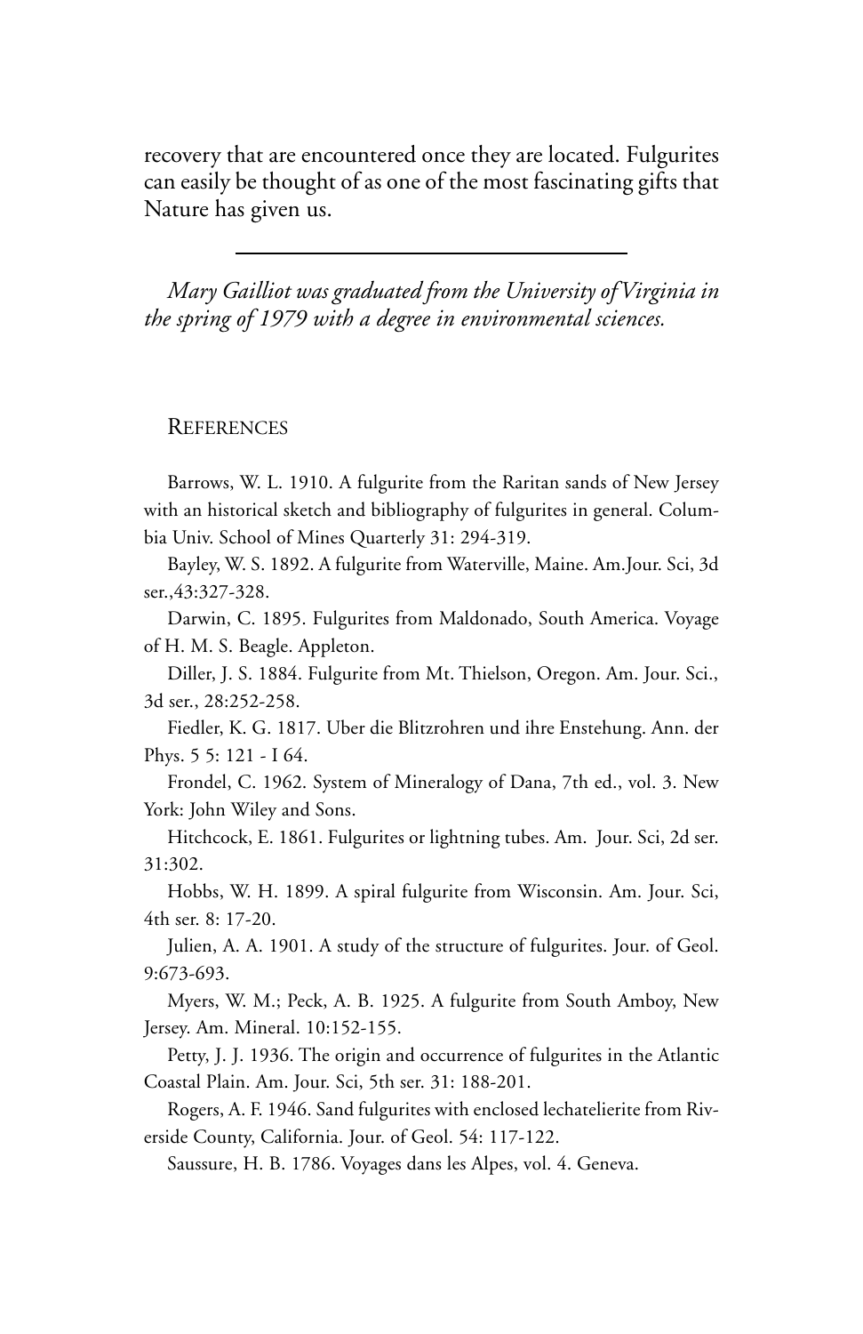recovery that are encountered once they are located. Fulgurites can easily be thought of as one of the most fascinating gifts that Nature has given us.

---

*Mary Gailliot was graduated from the University of Virginia in the spring of 1979 with a degree in environmental sciences.*

## References

Barrows, W. L. 1910. A fulgurite from the Raritan sands of New Jersey with an historical sketch and bibliography of fulgurites in general. Columbia Univ. School of Mines Quarterly 31: 294-319.

Bayley, W. S. 1892. A fulgurite from Waterville, Maine. Am.Jour. Sci, 3d ser.,43:327-328.

Darwin, C. 1895. Fulgurites from Maldonado, South America. Voyage of H. M. S. Beagle. Appleton.

Diller, J. S. 1884. Fulgurite from Mt. Thielson, Oregon. Am. Jour. Sci., 3d ser., 28:252-258.

Fiedler, K. G. 1817. Uber die Blitzrohren und ihre Enstehung. Ann. der Phys. 5 5: 121 - I 64.

Frondel, C. 1962. System of Mineralogy of Dana, 7th ed., vol. 3. New York: John Wiley and Sons.

Hitchcock, E. 1861. Fulgurites or lightning tubes. Am. Jour. Sci, 2d ser. 31:302.

Hobbs, W. H. 1899. A spiral fulgurite from Wisconsin. Am. Jour. Sci, 4th ser. 8: 17-20.

Julien, A. A. 1901. A study of the structure of fulgurites. Jour. of Geol. 9:673-693.

Myers, W. M.; Peck, A. B. 1925. A fulgurite from South Amboy, New Jersey. Am. Mineral. 10:152-155.

Petty, J. J. 1936. The origin and occurrence of fulgurites in the Atlantic Coastal Plain. Am. Jour. Sci, 5th ser. 31: 188-201.

Rogers, A. F. 1946. Sand fulgurites with enclosed lechatelierite from Riverside County, California. Jour. of Geol. 54: 117-122.

Saussure, H. B. 1786. Voyages dans les Alpes, vol. 4. Geneva.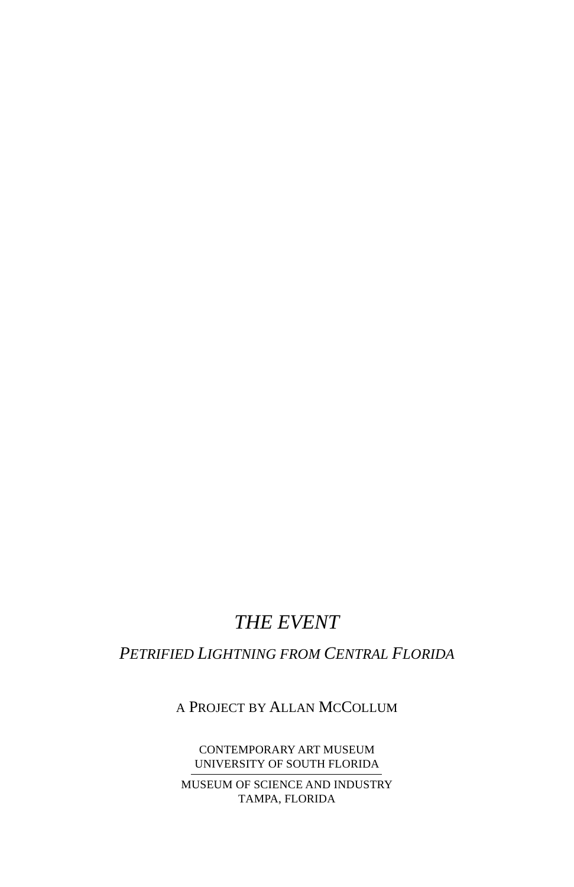# *THE EVENT*

## *PETRIFIED LIGHTNING FROM CENTRAL FLORIDA*

A PROJECT BY ALLAN MCCOLLUM

CONTEMPORARY ART MUSEUM
UNIVERSITY OF SOUTH FLORIDA

MUSEUM OF SCIENCE AND INDUSTRY
TAMPA, FLORIDA